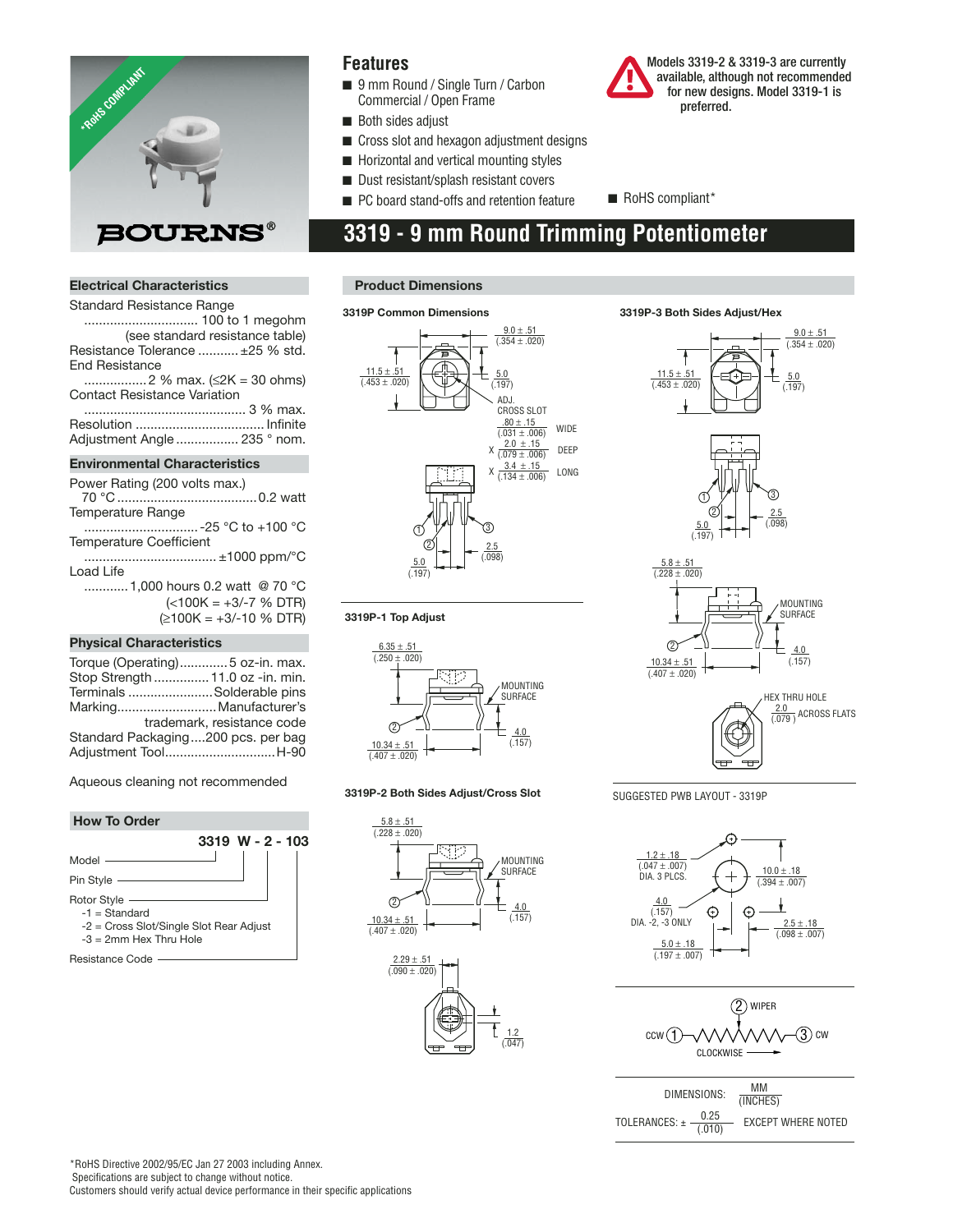*RoHS COMPLIANT

BOURNS®

## Features

- 9 mm Round / Single Turn / Carbon Commercial / Open Frame
- Both sides adjust
- Cross slot and hexagon adjustment designs
- Horizontal and vertical mounting styles
- Dust resistant/splash resistant covers
- PC board stand-offs and retention feature
- RoHS compliant*

**Models 3319-2 & 3319-3 are currently available, although not recommended for new designs. Model 3319-1 is preferred.**

# 3319 - 9 mm Round Trimming Potentiometer

### Electrical Characteristics

Standard Resistance Range ............................... 100 to 1 megohm (see standard resistance table)
Resistance Tolerance ........... ±25 % std.
End Resistance ................. 2 % max. (≤2K = 30 ohms)
Contact Resistance Variation ............................................ 3 % max.
Resolution ................................... Infinite
Adjustment Angle ................. 235 ° nom.

### Environmental Characteristics

Power Rating (200 volts max.) 70 °C ...................................... 0.2 watt
Temperature Range ............................... -25 °C to +100 °C
Temperature Coefficient .................................... ±1000 ppm/°C
Load Life ............ 1,000 hours 0.2 watt @ 70 °C (<100K = +3/-7 % DTR) (≥100K = +3/-10 % DTR)

### Physical Characteristics

Torque (Operating)............. 5 oz-in. max.
Stop Strength ............... 11.0 oz -in. min.
Terminals ....................... Solderable pins
Marking........................... Manufacturer's trademark, resistance code
Standard Packaging.... 200 pcs. per bag
Adjustment Tool............................. H-90

Aqueous cleaning not recommended

### How To Order

**3319 W - 2 - 103**

- Model
- Pin Style
- Rotor Style
  - -1 = Standard
  - -2 = Cross Slot/Single Slot Rear Adjust
  - -3 = 2mm Hex Thru Hole
- Resistance Code

### Product Dimensions

**3319P Common Dimensions**

9.0 ± .51 (.354 ± .020); 11.5 ± .51 (.453 ± .020); 5.0 (.197)

ADJ. CROSS SLOT: .80 ± .15 (.031 ± .006) WIDE X 2.0 ± .15 (.079 ± .006) DEEP X 3.4 ± .15 (.134 ± .006) LONG

5.0 (.197); 2.5 (.098)

**3319P-3 Both Sides Adjust/Hex**

9.0 ± .51 (.354 ± .020); 11.5 ± .51 (.453 ± .020); 5.0 (.197); 5.0 (.197); 2.5 (.098)

5.8 ± .51 (.228 ± .020); MOUNTING SURFACE; 4.0 (.157); 10.34 ± .51 (.407 ± .020)

HEX THRU HOLE 2.0 (.079) ACROSS FLATS

**3319P-1 Top Adjust**

6.35 ± .51 (.250 ± .020); MOUNTING SURFACE; 4.0 (.157); 10.34 ± .51 (.407 ± .020)

**3319P-2 Both Sides Adjust/Cross Slot**

5.8 ± .51 (.228 ± .020); MOUNTING SURFACE; 4.0 (.157); 10.34 ± .51 (.407 ± .020)

2.29 ± .51 (.090 ± .020); 1.2 (.047)

**SUGGESTED PWB LAYOUT - 3319P**

1.2 ± .18 (.047 ± .007) DIA. 3 PLCS.; 10.0 ± .18 (.394 ± .007); 4.0 (.157) DIA. -2, -3 ONLY; 2.5 ± .18 (.098 ± .007); 5.0 ± .18 (.197 ± .007)

CCW ① — ② WIPER — ③ CW; CLOCKWISE

DIMENSIONS: MM (INCHES)

TOLERANCES: ± 0.25 (.010) EXCEPT WHERE NOTED

*RoHS Directive 2002/95/EC Jan 27 2003 including Annex.
Specifications are subject to change without notice.
Customers should verify actual device performance in their specific applications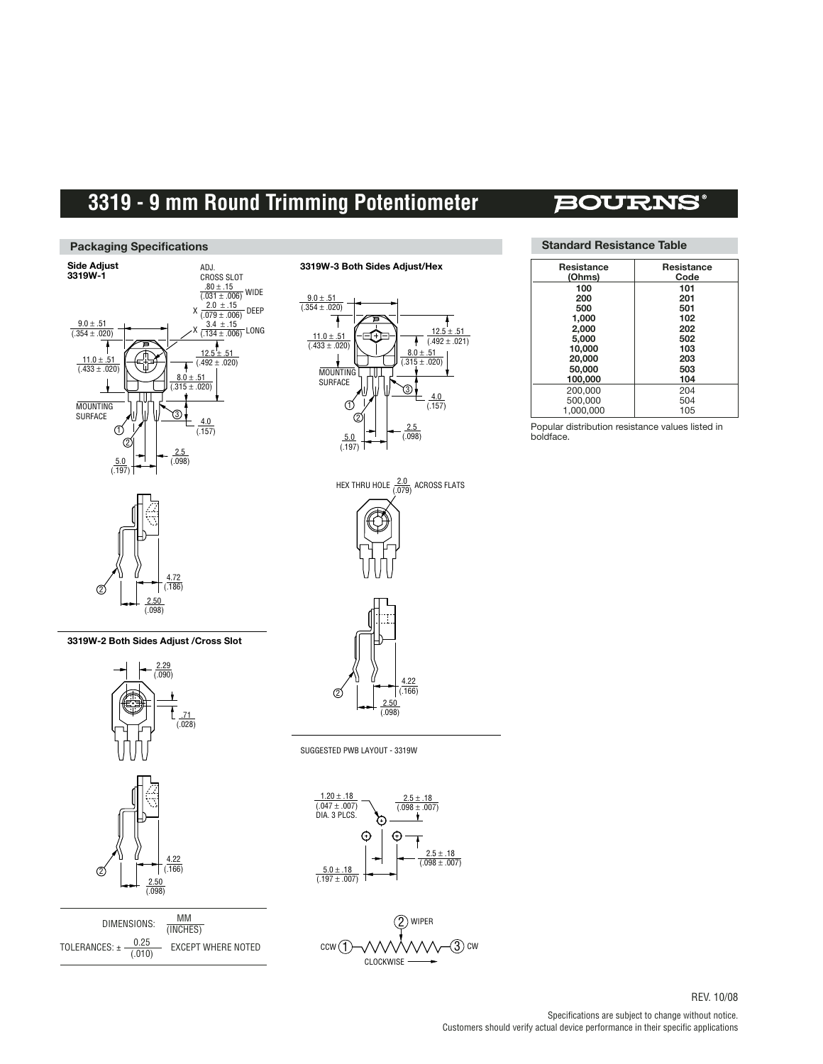# 3319 - 9 mm Round Trimming Potentiometer

## Packaging Specifications

### Side Adjust 3319W-1

ADJ. CROSS SLOT
.80 ± .15 (.031 ± .006) WIDE
X 2.0 ± .15 (.079 ± .006) DEEP
X 3.4 ± .15 (.134 ± .006) LONG

9.0 ± .51 (.354 ± .020)
11.0 ± .51 (.433 ± .020)
12.5 ± .51 (.492 ± .020)
8.0 ± .51 (.315 ± .020)
MOUNTING SURFACE
4.0 (.157)
2.5 (.098)
5.0 (.197)
4.72 (.186)
2.50 (.098)

### 3319W-2 Both Sides Adjust /Cross Slot

2.29 (.090)
.71 (.028)
4.22 (.166)
2.50 (.098)

DIMENSIONS: MM (INCHES)

TOLERANCES: ± 0.25 (.010) EXCEPT WHERE NOTED

### 3319W-3 Both Sides Adjust/Hex

9.0 ± .51 (.354 ± .020)
11.0 ± .51 (.433 ± .020)
12.5 ± .51 (.492 ± .021)
8.0 ± .51 (.315 ± .020)
MOUNTING SURFACE
4.0 (.157)
2.5 (.098)
5.0 (.197)

HEX THRU HOLE 2.0 (.079) ACROSS FLATS

4.22 (.166)
2.50 (.098)

SUGGESTED PWB LAYOUT - 3319W

1.20 ± .18 (.047 ± .007) DIA. 3 PLCS.
2.5 ± .18 (.098 ± .007)
2.5 ± .18 (.098 ± .007)
5.0 ± .18 (.197 ± .007)

(2) WIPER
CCW (1) (3) CW
CLOCKWISE

## Standard Resistance Table

| Resistance (Ohms) | Resistance Code |
|---|---|
| **100** | **101** |
| **200** | **201** |
| **500** | **501** |
| **1,000** | **102** |
| **2,000** | **202** |
| **5,000** | **502** |
| **10,000** | **103** |
| **20,000** | **203** |
| **50,000** | **503** |
| **100,000** | **104** |
| 200,000 | 204 |
| 500,000 | 504 |
| 1,000,000 | 105 |

Popular distribution resistance values listed in boldface.

REV. 10/08

Specifications are subject to change without notice.
Customers should verify actual device performance in their specific applications